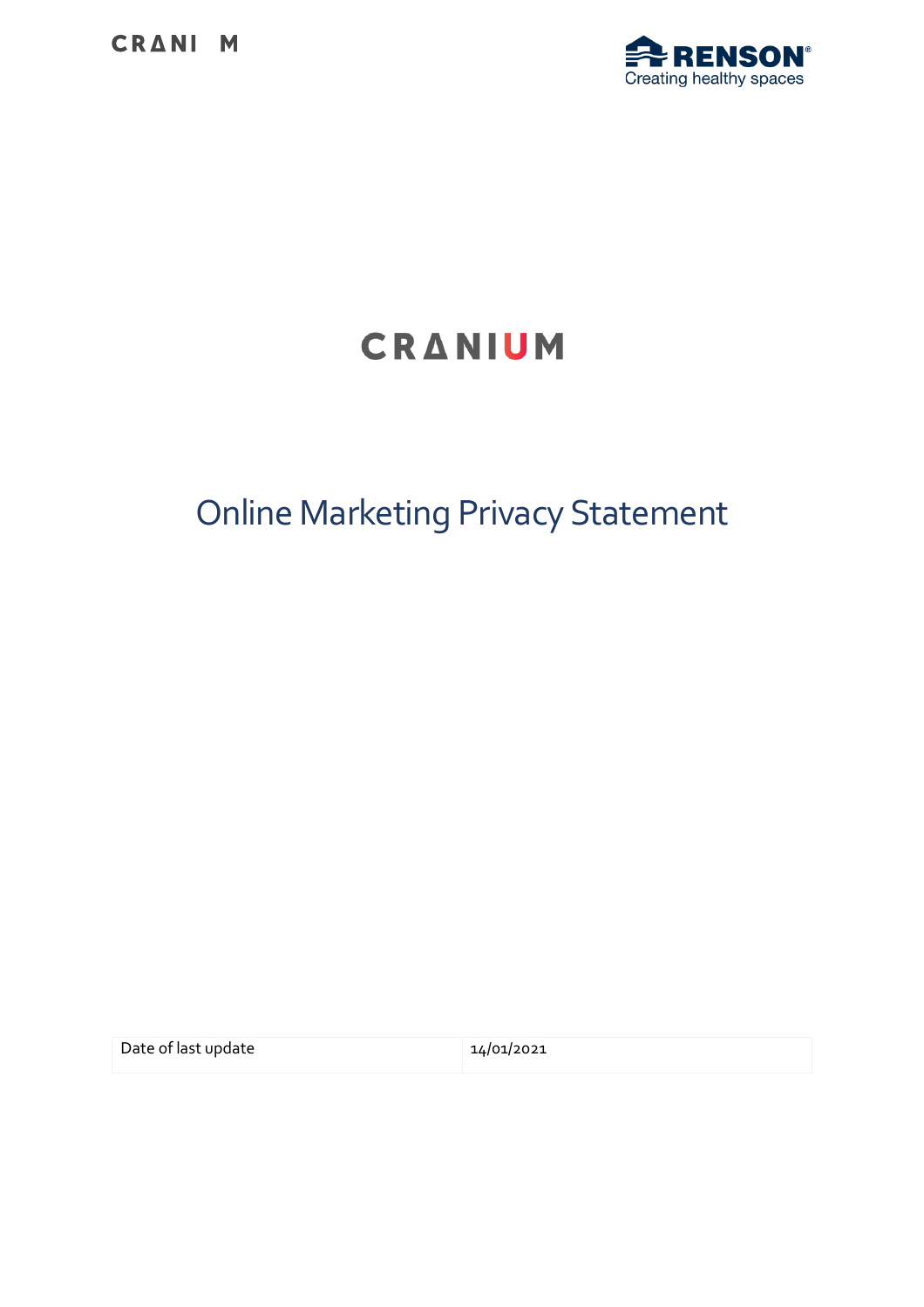# CRANIUM

## Online Marketing Privacy Statement

| Date of last update | 14/01/2021 |
|---|---|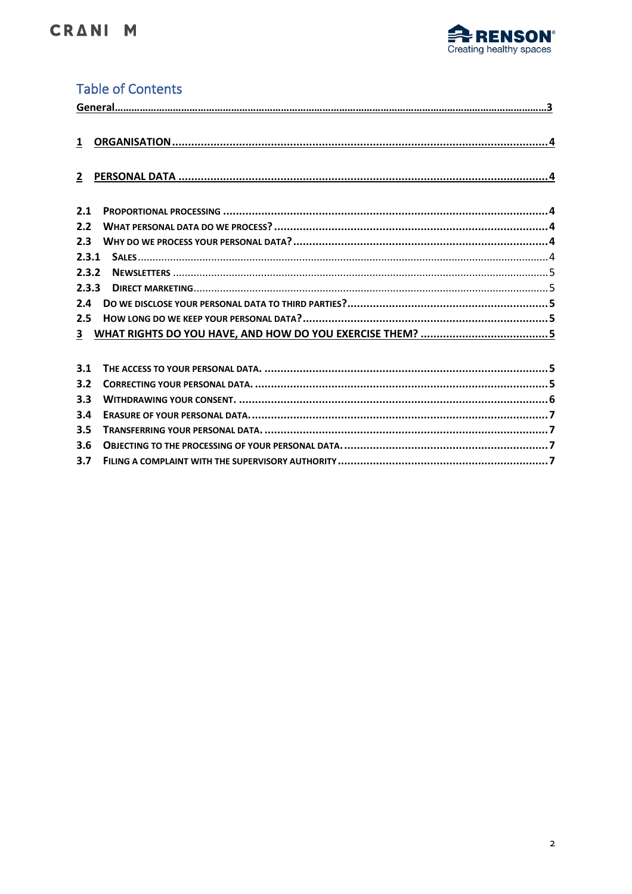## Table of Contents

General............................................................3

1 ORGANISATION ............................................................4

2 PERSONAL DATA ............................................................4

2.1 PROPORTIONAL PROCESSING ............................................................4
2.2 WHAT PERSONAL DATA DO WE PROCESS? ............................................................4
2.3 WHY DO WE PROCESS YOUR PERSONAL DATA? ............................................................4
2.3.1 SALES ............................................................4
2.3.2 NEWSLETTERS ............................................................5
2.3.3 DIRECT MARKETING ............................................................5
2.4 DO WE DISCLOSE YOUR PERSONAL DATA TO THIRD PARTIES? ............................................................5
2.5 HOW LONG DO WE KEEP YOUR PERSONAL DATA? ............................................................5

3 WHAT RIGHTS DO YOU HAVE, AND HOW DO YOU EXERCISE THEM? ............................................................5

3.1 THE ACCESS TO YOUR PERSONAL DATA. ............................................................5
3.2 CORRECTING YOUR PERSONAL DATA. ............................................................5
3.3 WITHDRAWING YOUR CONSENT. ............................................................6
3.4 ERASURE OF YOUR PERSONAL DATA. ............................................................7
3.5 TRANSFERRING YOUR PERSONAL DATA. ............................................................7
3.6 OBJECTING TO THE PROCESSING OF YOUR PERSONAL DATA. ............................................................7
3.7 FILING A COMPLAINT WITH THE SUPERVISORY AUTHORITY ............................................................7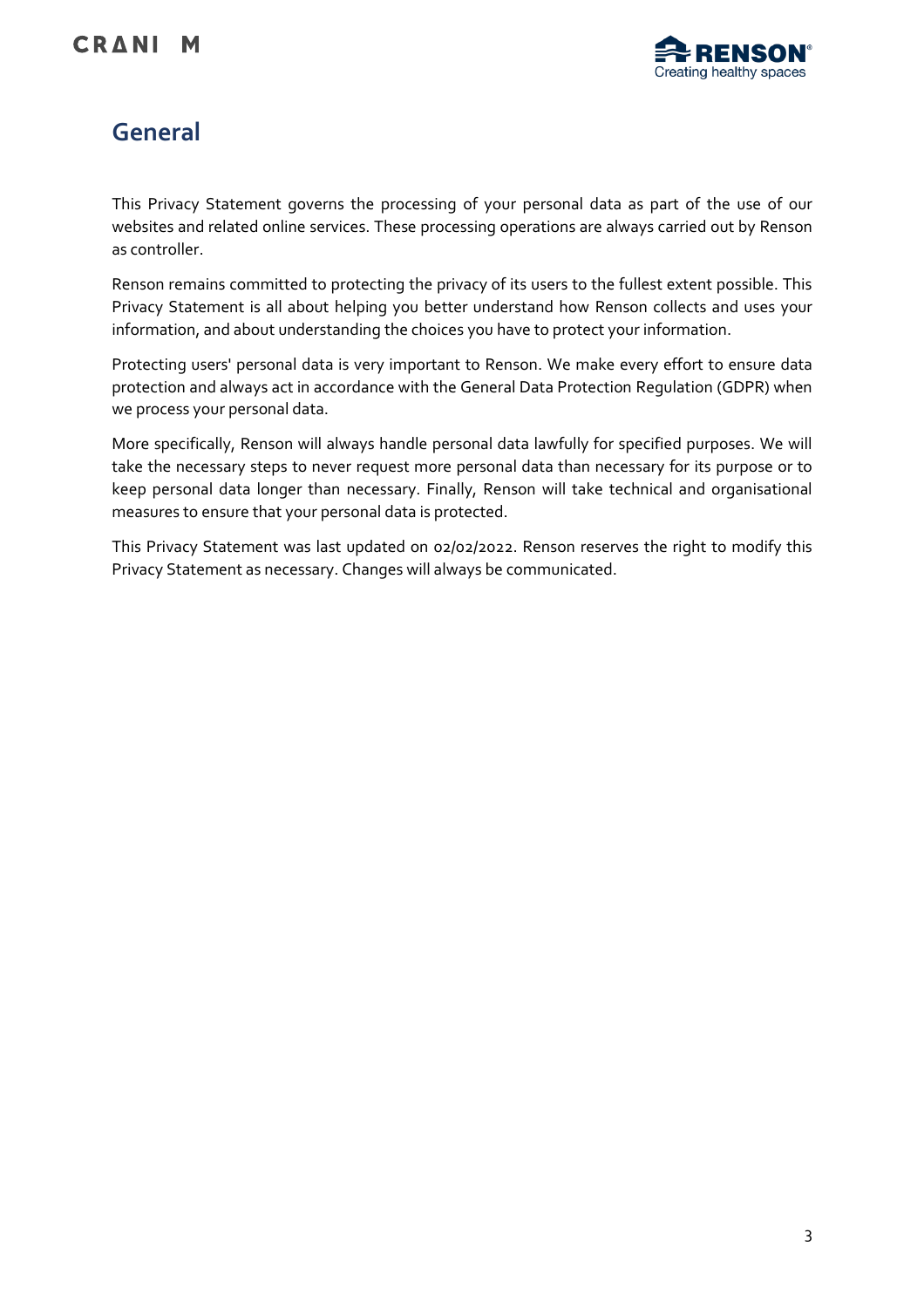## General

This Privacy Statement governs the processing of your personal data as part of the use of our websites and related online services. These processing operations are always carried out by Renson as controller.

Renson remains committed to protecting the privacy of its users to the fullest extent possible. This Privacy Statement is all about helping you better understand how Renson collects and uses your information, and about understanding the choices you have to protect your information.

Protecting users' personal data is very important to Renson. We make every effort to ensure data protection and always act in accordance with the General Data Protection Regulation (GDPR) when we process your personal data.

More specifically, Renson will always handle personal data lawfully for specified purposes. We will take the necessary steps to never request more personal data than necessary for its purpose or to keep personal data longer than necessary. Finally, Renson will take technical and organisational measures to ensure that your personal data is protected.

This Privacy Statement was last updated on 02/02/2022. Renson reserves the right to modify this Privacy Statement as necessary. Changes will always be communicated.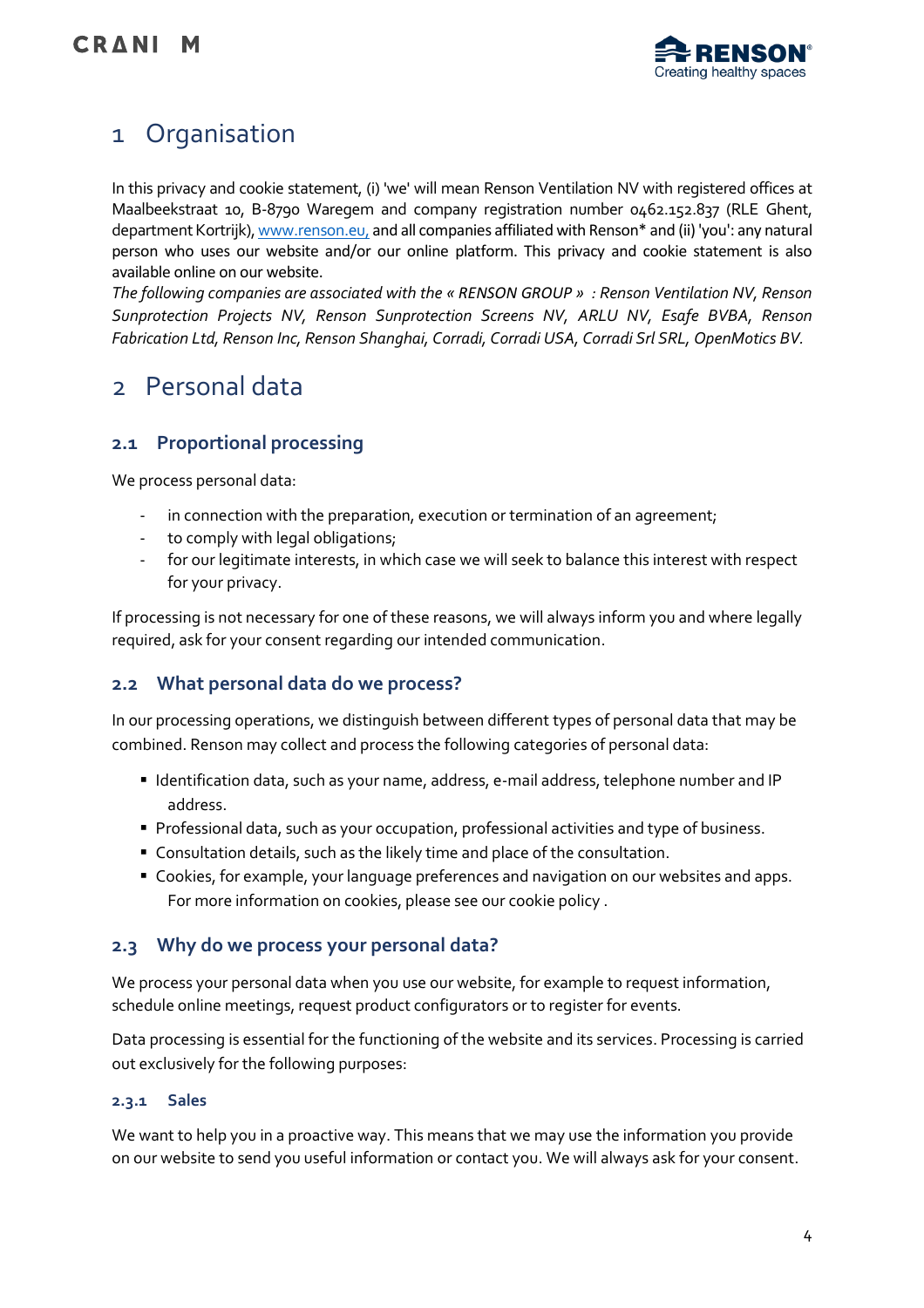# 1 Organisation

In this privacy and cookie statement, (i) 'we' will mean Renson Ventilation NV with registered offices at Maalbeekstraat 10, B-8790 Waregem and company registration number 0462.152.837 (RLE Ghent, department Kortrijk), www.renson.eu, and all companies affiliated with Renson* and (ii) 'you': any natural person who uses our website and/or our online platform. This privacy and cookie statement is also available online on our website.

*The following companies are associated with the « RENSON GROUP » : Renson Ventilation NV, Renson Sunprotection Projects NV, Renson Sunprotection Screens NV, ARLU NV, Esafe BVBA, Renson Fabrication Ltd, Renson Inc, Renson Shanghai, Corradi, Corradi USA, Corradi Srl SRL, OpenMotics BV.*

# 2 Personal data

## 2.1 Proportional processing

We process personal data:

- in connection with the preparation, execution or termination of an agreement;
- to comply with legal obligations;
- for our legitimate interests, in which case we will seek to balance this interest with respect for your privacy.

If processing is not necessary for one of these reasons, we will always inform you and where legally required, ask for your consent regarding our intended communication.

## 2.2 What personal data do we process?

In our processing operations, we distinguish between different types of personal data that may be combined. Renson may collect and process the following categories of personal data:

- Identification data, such as your name, address, e-mail address, telephone number and IP address.
- Professional data, such as your occupation, professional activities and type of business.
- Consultation details, such as the likely time and place of the consultation.
- Cookies, for example, your language preferences and navigation on our websites and apps. For more information on cookies, please see our cookie policy .

## 2.3 Why do we process your personal data?

We process your personal data when you use our website, for example to request information, schedule online meetings, request product configurators or to register for events.

Data processing is essential for the functioning of the website and its services. Processing is carried out exclusively for the following purposes:

### 2.3.1 Sales

We want to help you in a proactive way. This means that we may use the information you provide on our website to send you useful information or contact you. We will always ask for your consent.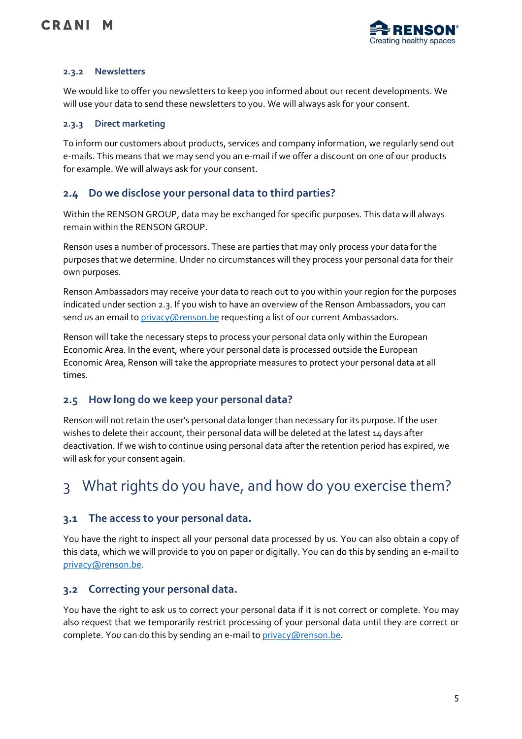#### 2.3.2 Newsletters

We would like to offer you newsletters to keep you informed about our recent developments. We will use your data to send these newsletters to you. We will always ask for your consent.

#### 2.3.3 Direct marketing

To inform our customers about products, services and company information, we regularly send out e-mails. This means that we may send you an e-mail if we offer a discount on one of our products for example. We will always ask for your consent.

### 2.4 Do we disclose your personal data to third parties?

Within the RENSON GROUP, data may be exchanged for specific purposes. This data will always remain within the RENSON GROUP.

Renson uses a number of processors. These are parties that may only process your data for the purposes that we determine. Under no circumstances will they process your personal data for their own purposes.

Renson Ambassadors may receive your data to reach out to you within your region for the purposes indicated under section 2.3. If you wish to have an overview of the Renson Ambassadors, you can send us an email to privacy@renson.be requesting a list of our current Ambassadors.

Renson will take the necessary steps to process your personal data only within the European Economic Area. In the event, where your personal data is processed outside the European Economic Area, Renson will take the appropriate measures to protect your personal data at all times.

### 2.5 How long do we keep your personal data?

Renson will not retain the user's personal data longer than necessary for its purpose. If the user wishes to delete their account, their personal data will be deleted at the latest 14 days after deactivation. If we wish to continue using personal data after the retention period has expired, we will ask for your consent again.

## 3 What rights do you have, and how do you exercise them?

### 3.1 The access to your personal data.

You have the right to inspect all your personal data processed by us. You can also obtain a copy of this data, which we will provide to you on paper or digitally. You can do this by sending an e-mail to privacy@renson.be.

### 3.2 Correcting your personal data.

You have the right to ask us to correct your personal data if it is not correct or complete. You may also request that we temporarily restrict processing of your personal data until they are correct or complete. You can do this by sending an e-mail to privacy@renson.be.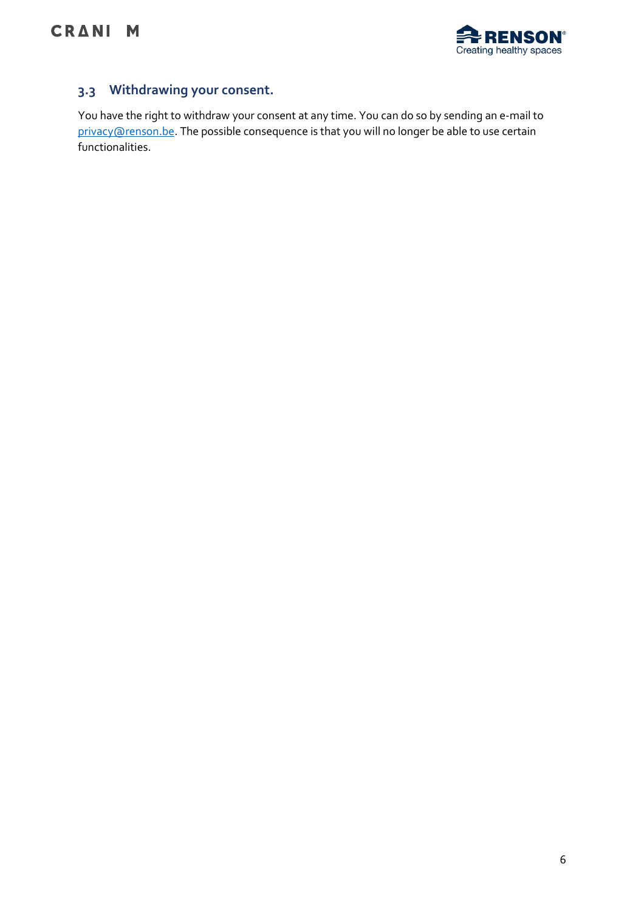### 3.3 Withdrawing your consent.

You have the right to withdraw your consent at any time. You can do so by sending an e-mail to privacy@renson.be. The possible consequence is that you will no longer be able to use certain functionalities.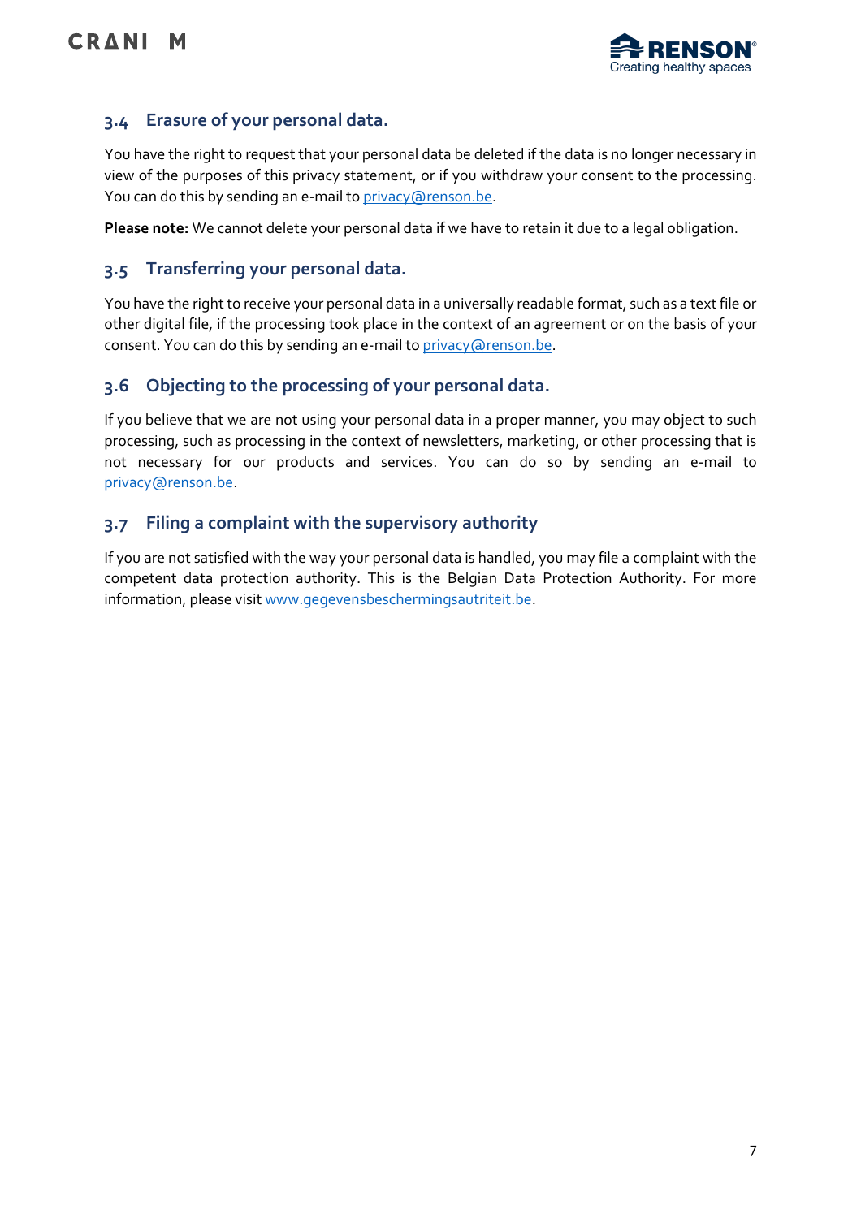## 3.4 Erasure of your personal data.

You have the right to request that your personal data be deleted if the data is no longer necessary in view of the purposes of this privacy statement, or if you withdraw your consent to the processing. You can do this by sending an e-mail to privacy@renson.be.

**Please note:** We cannot delete your personal data if we have to retain it due to a legal obligation.

## 3.5 Transferring your personal data.

You have the right to receive your personal data in a universally readable format, such as a text file or other digital file, if the processing took place in the context of an agreement or on the basis of your consent. You can do this by sending an e-mail to privacy@renson.be.

## 3.6 Objecting to the processing of your personal data.

If you believe that we are not using your personal data in a proper manner, you may object to such processing, such as processing in the context of newsletters, marketing, or other processing that is not necessary for our products and services. You can do so by sending an e-mail to privacy@renson.be.

## 3.7 Filing a complaint with the supervisory authority

If you are not satisfied with the way your personal data is handled, you may file a complaint with the competent data protection authority. This is the Belgian Data Protection Authority. For more information, please visit www.gegevensbeschermingsautriteit.be.